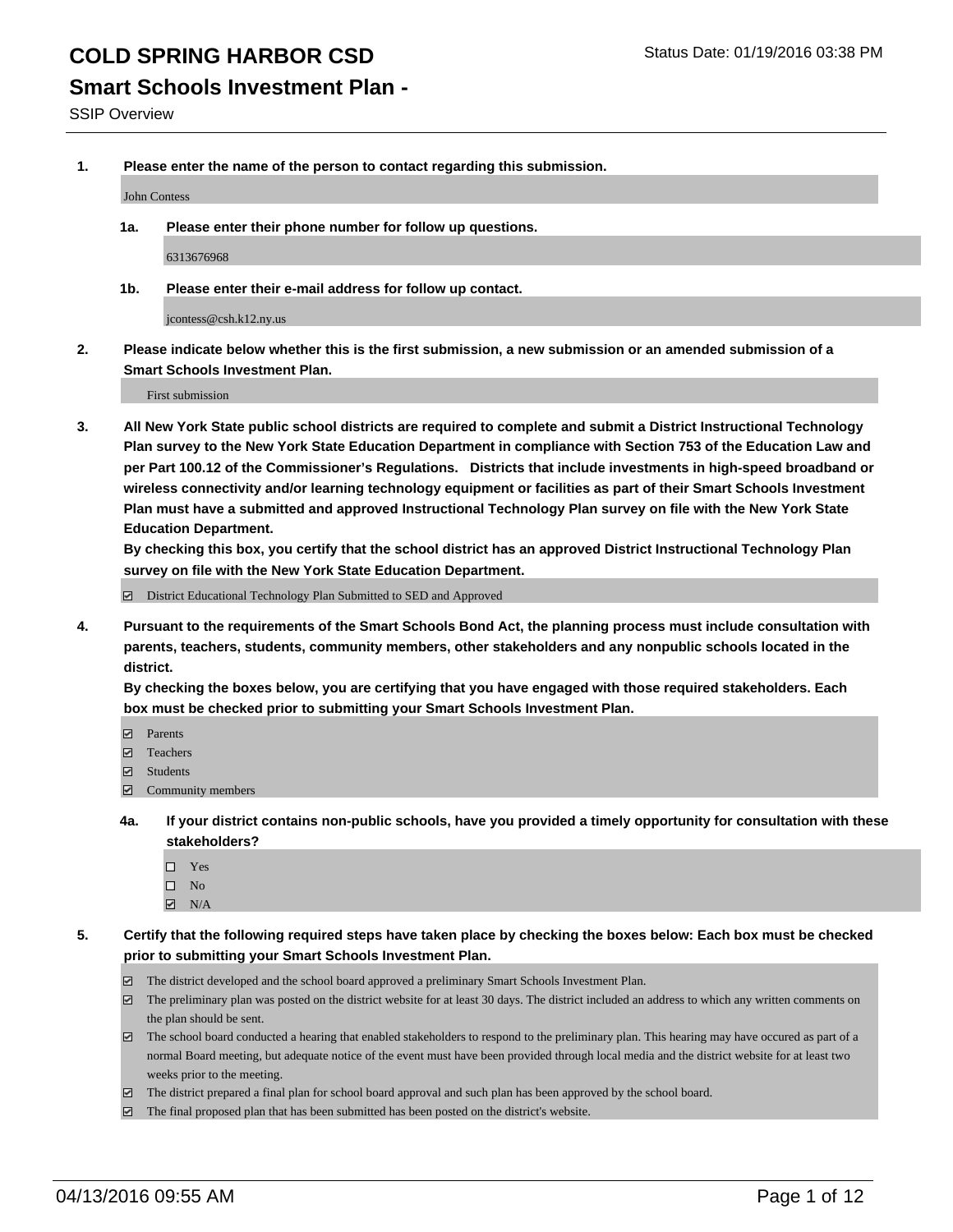# COLD SPRING HARBOR CSD

Status Date: 01/19/2016 03:38 PM

## Smart Schools Investment Plan -

SSIP Overview

**1. Please enter the name of the person to contact regarding this submission.**

John Contess

**1a. Please enter their phone number for follow up questions.**

6313676968

**1b. Please enter their e-mail address for follow up contact.**

jcontess@csh.k12.ny.us

**2. Please indicate below whether this is the first submission, a new submission or an amended submission of a Smart Schools Investment Plan.**

First submission

**3. All New York State public school districts are required to complete and submit a District Instructional Technology Plan survey to the New York State Education Department in compliance with Section 753 of the Education Law and per Part 100.12 of the Commissioner's Regulations. Districts that include investments in high-speed broadband or wireless connectivity and/or learning technology equipment or facilities as part of their Smart Schools Investment Plan must have a submitted and approved Instructional Technology Plan survey on file with the New York State Education Department.**

**By checking this box, you certify that the school district has an approved District Instructional Technology Plan survey on file with the New York State Education Department.**

- [x] District Educational Technology Plan Submitted to SED and Approved

**4. Pursuant to the requirements of the Smart Schools Bond Act, the planning process must include consultation with parents, teachers, students, community members, other stakeholders and any nonpublic schools located in the district.**

**By checking the boxes below, you are certifying that you have engaged with those required stakeholders. Each box must be checked prior to submitting your Smart Schools Investment Plan.**

- [x] Parents
- [x] Teachers
- [x] Students
- [x] Community members

**4a. If your district contains non-public schools, have you provided a timely opportunity for consultation with these stakeholders?**

- [ ] Yes
- [ ] No
- [x] N/A

**5. Certify that the following required steps have taken place by checking the boxes below: Each box must be checked prior to submitting your Smart Schools Investment Plan.**

- [x] The district developed and the school board approved a preliminary Smart Schools Investment Plan.
- [x] The preliminary plan was posted on the district website for at least 30 days. The district included an address to which any written comments on the plan should be sent.
- [x] The school board conducted a hearing that enabled stakeholders to respond to the preliminary plan. This hearing may have occured as part of a normal Board meeting, but adequate notice of the event must have been provided through local media and the district website for at least two weeks prior to the meeting.
- [x] The district prepared a final plan for school board approval and such plan has been approved by the school board.
- [x] The final proposed plan that has been submitted has been posted on the district's website.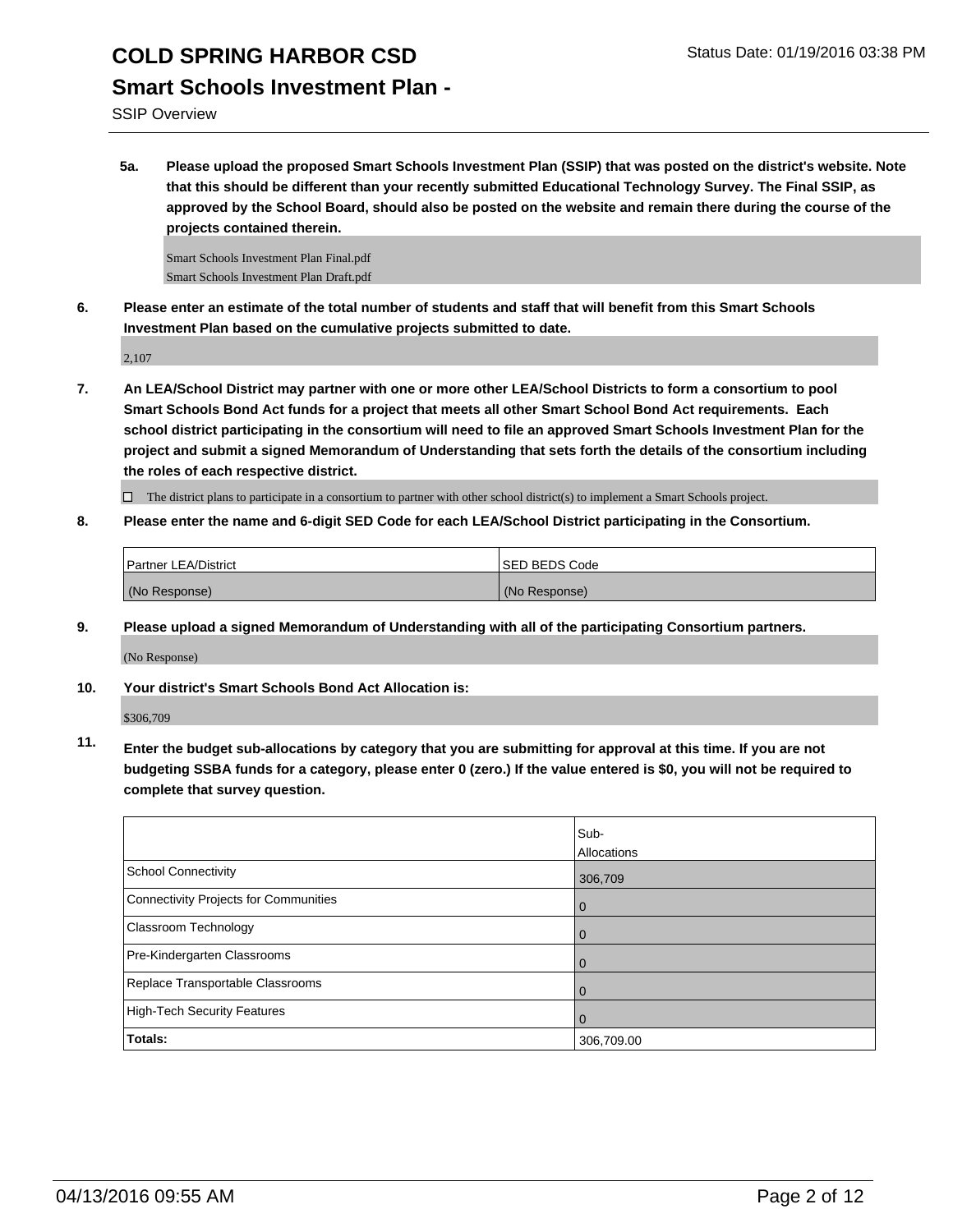# COLD SPRING HARBOR CSD

## Smart Schools Investment Plan -

SSIP Overview

Status Date: 01/19/2016 03:38 PM

**5a. Please upload the proposed Smart Schools Investment Plan (SSIP) that was posted on the district's website. Note that this should be different than your recently submitted Educational Technology Survey. The Final SSIP, as approved by the School Board, should also be posted on the website and remain there during the course of the projects contained therein.**

Smart Schools Investment Plan Final.pdf
Smart Schools Investment Plan Draft.pdf

**6. Please enter an estimate of the total number of students and staff that will benefit from this Smart Schools Investment Plan based on the cumulative projects submitted to date.**

2,107

**7. An LEA/School District may partner with one or more other LEA/School Districts to form a consortium to pool Smart Schools Bond Act funds for a project that meets all other Smart School Bond Act requirements. Each school district participating in the consortium will need to file an approved Smart Schools Investment Plan for the project and submit a signed Memorandum of Understanding that sets forth the details of the consortium including the roles of each respective district.**

☐ The district plans to participate in a consortium to partner with other school district(s) to implement a Smart Schools project.

**8. Please enter the name and 6-digit SED Code for each LEA/School District participating in the Consortium.**

| Partner LEA/District | SED BEDS Code |
|---|---|
| (No Response) | (No Response) |

**9. Please upload a signed Memorandum of Understanding with all of the participating Consortium partners.**

(No Response)

**10. Your district's Smart Schools Bond Act Allocation is:**

$306,709

**11. Enter the budget sub-allocations by category that you are submitting for approval at this time. If you are not budgeting SSBA funds for a category, please enter 0 (zero.) If the value entered is $0, you will not be required to complete that survey question.**

| | Sub-Allocations |
|---|---|
| School Connectivity | 306,709 |
| Connectivity Projects for Communities | 0 |
| Classroom Technology | 0 |
| Pre-Kindergarten Classrooms | 0 |
| Replace Transportable Classrooms | 0 |
| High-Tech Security Features | 0 |
| **Totals:** | 306,709.00 |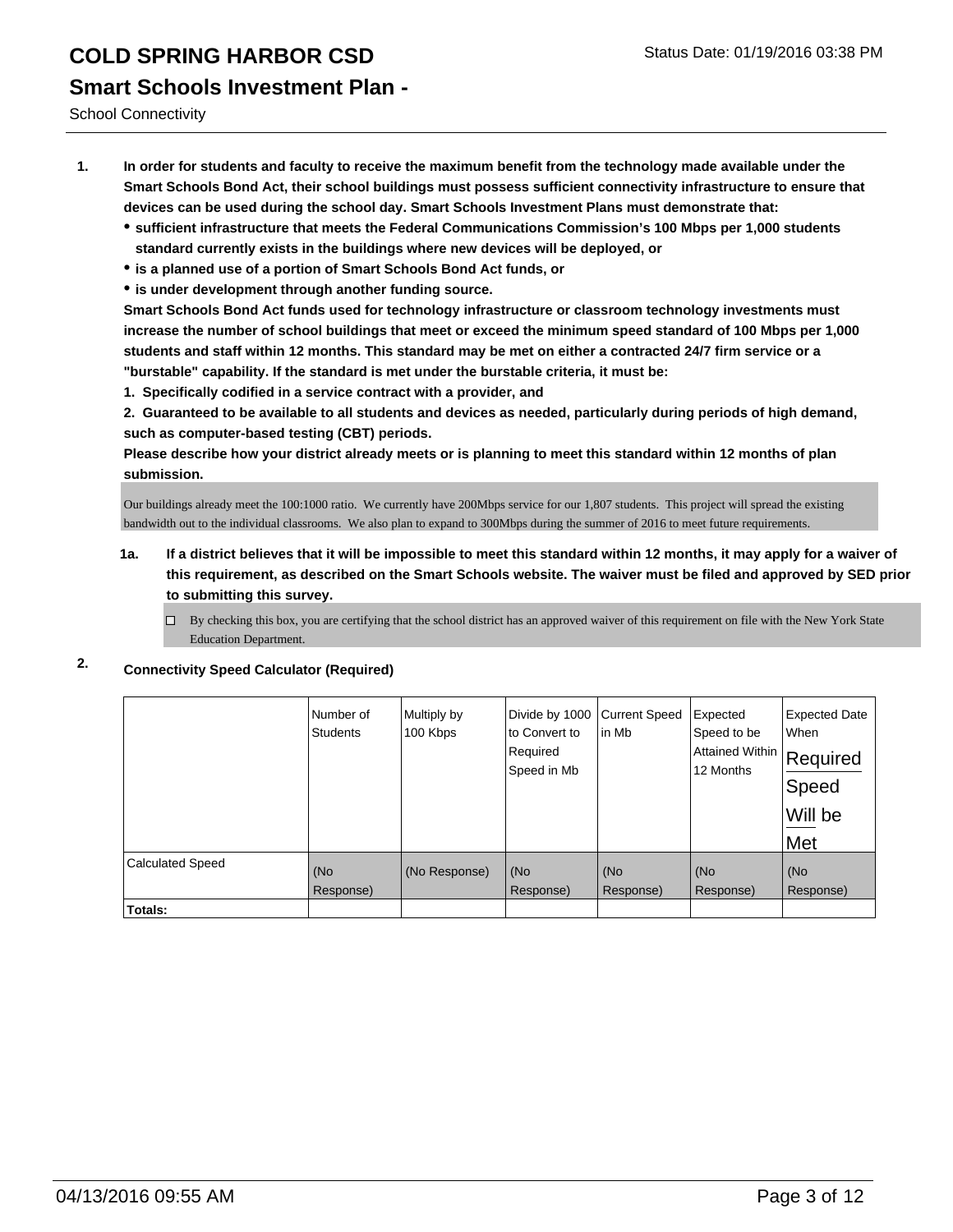# COLD SPRING HARBOR CSD

Status Date: 01/19/2016 03:38 PM

## Smart Schools Investment Plan -

School Connectivity

1. **In order for students and faculty to receive the maximum benefit from the technology made available under the Smart Schools Bond Act, their school buildings must possess sufficient connectivity infrastructure to ensure that devices can be used during the school day. Smart Schools Investment Plans must demonstrate that:**
   - **sufficient infrastructure that meets the Federal Communications Commission's 100 Mbps per 1,000 students standard currently exists in the buildings where new devices will be deployed, or**
   - **is a planned use of a portion of Smart Schools Bond Act funds, or**
   - **is under development through another funding source.**

   **Smart Schools Bond Act funds used for technology infrastructure or classroom technology investments must increase the number of school buildings that meet or exceed the minimum speed standard of 100 Mbps per 1,000 students and staff within 12 months. This standard may be met on either a contracted 24/7 firm service or a "burstable" capability. If the standard is met under the burstable criteria, it must be:**

   **1. Specifically codified in a service contract with a provider, and**

   **2. Guaranteed to be available to all students and devices as needed, particularly during periods of high demand, such as computer-based testing (CBT) periods.**

   **Please describe how your district already meets or is planning to meet this standard within 12 months of plan submission.**

   Our buildings already meet the 100:1000 ratio. We currently have 200Mbps service for our 1,807 students. This project will spread the existing bandwidth out to the individual classrooms. We also plan to expand to 300Mbps during the summer of 2016 to meet future requirements.

   1a. **If a district believes that it will be impossible to meet this standard within 12 months, it may apply for a waiver of this requirement, as described on the Smart Schools website. The waiver must be filed and approved by SED prior to submitting this survey.**

   ☐ By checking this box, you are certifying that the school district has an approved waiver of this requirement on file with the New York State Education Department.

2. **Connectivity Speed Calculator (Required)**

| | Number of Students | Multiply by 100 Kbps | Divide by 1000 to Convert to Required Speed in Mb | Current Speed in Mb | Expected Speed to be Attained Within 12 Months | Expected Date When Required Speed Will be Met |
|---|---|---|---|---|---|---|
| Calculated Speed | (No Response) | (No Response) | (No Response) | (No Response) | (No Response) | (No Response) |
| **Totals:** | | | | | | |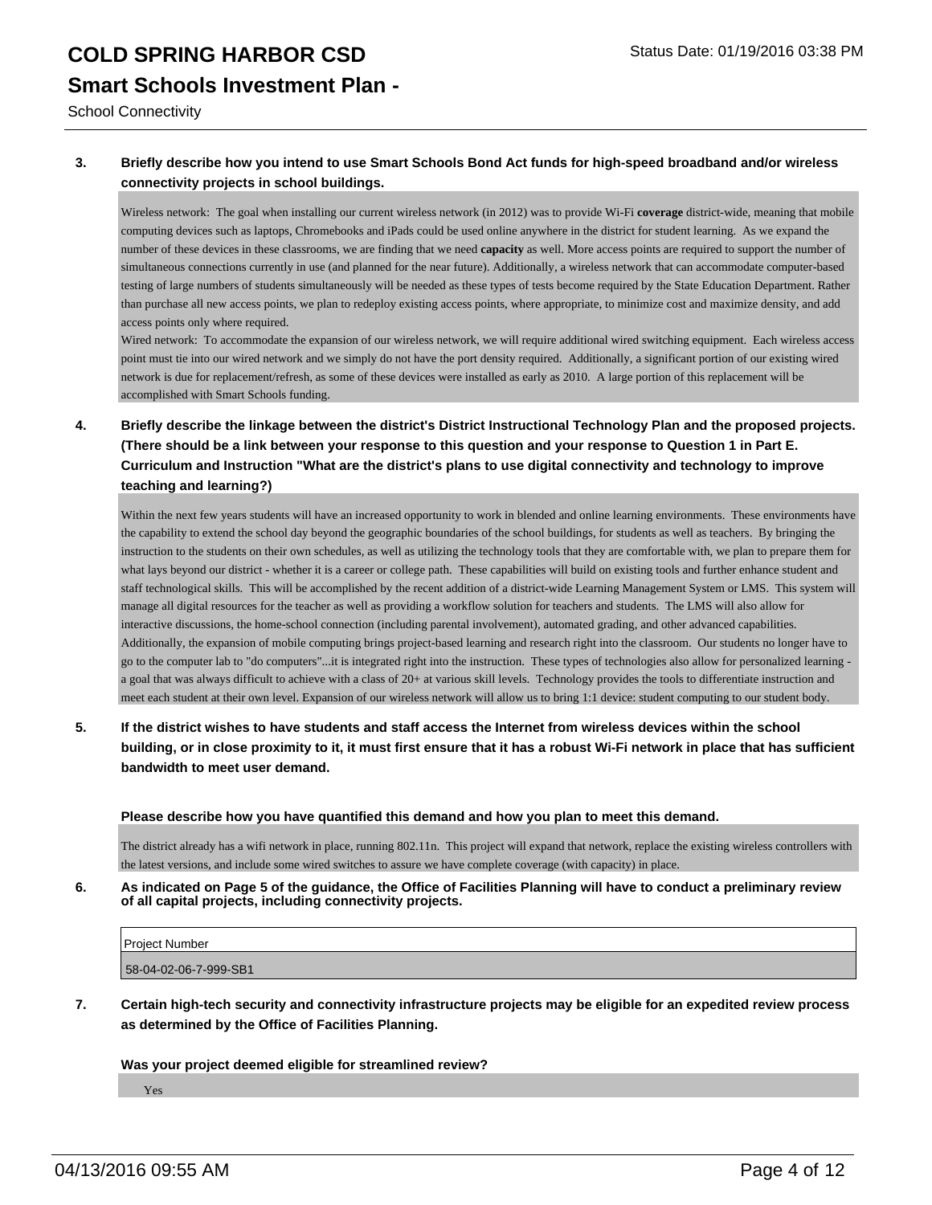# COLD SPRING HARBOR CSD

Status Date: 01/19/2016 03:38 PM

## Smart Schools Investment Plan -

School Connectivity

**3. Briefly describe how you intend to use Smart Schools Bond Act funds for high-speed broadband and/or wireless connectivity projects in school buildings.**

Wireless network: The goal when installing our current wireless network (in 2012) was to provide Wi-Fi **coverage** district-wide, meaning that mobile computing devices such as laptops, Chromebooks and iPads could be used online anywhere in the district for student learning. As we expand the number of these devices in these classrooms, we are finding that we need **capacity** as well. More access points are required to support the number of simultaneous connections currently in use (and planned for the near future). Additionally, a wireless network that can accommodate computer-based testing of large numbers of students simultaneously will be needed as these types of tests become required by the State Education Department. Rather than purchase all new access points, we plan to redeploy existing access points, where appropriate, to minimize cost and maximize density, and add access points only where required.

Wired network: To accommodate the expansion of our wireless network, we will require additional wired switching equipment. Each wireless access point must tie into our wired network and we simply do not have the port density required. Additionally, a significant portion of our existing wired network is due for replacement/refresh, as some of these devices were installed as early as 2010. A large portion of this replacement will be accomplished with Smart Schools funding.

**4. Briefly describe the linkage between the district's District Instructional Technology Plan and the proposed projects. (There should be a link between your response to this question and your response to Question 1 in Part E. Curriculum and Instruction "What are the district's plans to use digital connectivity and technology to improve teaching and learning?)**

Within the next few years students will have an increased opportunity to work in blended and online learning environments. These environments have the capability to extend the school day beyond the geographic boundaries of the school buildings, for students as well as teachers. By bringing the instruction to the students on their own schedules, as well as utilizing the technology tools that they are comfortable with, we plan to prepare them for what lays beyond our district - whether it is a career or college path. These capabilities will build on existing tools and further enhance student and staff technological skills. This will be accomplished by the recent addition of a district-wide Learning Management System or LMS. This system will manage all digital resources for the teacher as well as providing a workflow solution for teachers and students. The LMS will also allow for interactive discussions, the home-school connection (including parental involvement), automated grading, and other advanced capabilities. Additionally, the expansion of mobile computing brings project-based learning and research right into the classroom. Our students no longer have to go to the computer lab to "do computers"...it is integrated right into the instruction. These types of technologies also allow for personalized learning - a goal that was always difficult to achieve with a class of 20+ at various skill levels. Technology provides the tools to differentiate instruction and meet each student at their own level. Expansion of our wireless network will allow us to bring 1:1 device: student computing to our student body.

**5. If the district wishes to have students and staff access the Internet from wireless devices within the school building, or in close proximity to it, it must first ensure that it has a robust Wi-Fi network in place that has sufficient bandwidth to meet user demand.**

**Please describe how you have quantified this demand and how you plan to meet this demand.**

The district already has a wifi network in place, running 802.11n. This project will expand that network, replace the existing wireless controllers with the latest versions, and include some wired switches to assure we have complete coverage (with capacity) in place.

**6. As indicated on Page 5 of the guidance, the Office of Facilities Planning will have to conduct a preliminary review of all capital projects, including connectivity projects.**

| Project Number |
| --- |
| 58-04-02-06-7-999-SB1 |

**7. Certain high-tech security and connectivity infrastructure projects may be eligible for an expedited review process as determined by the Office of Facilities Planning.**

**Was your project deemed eligible for streamlined review?**

Yes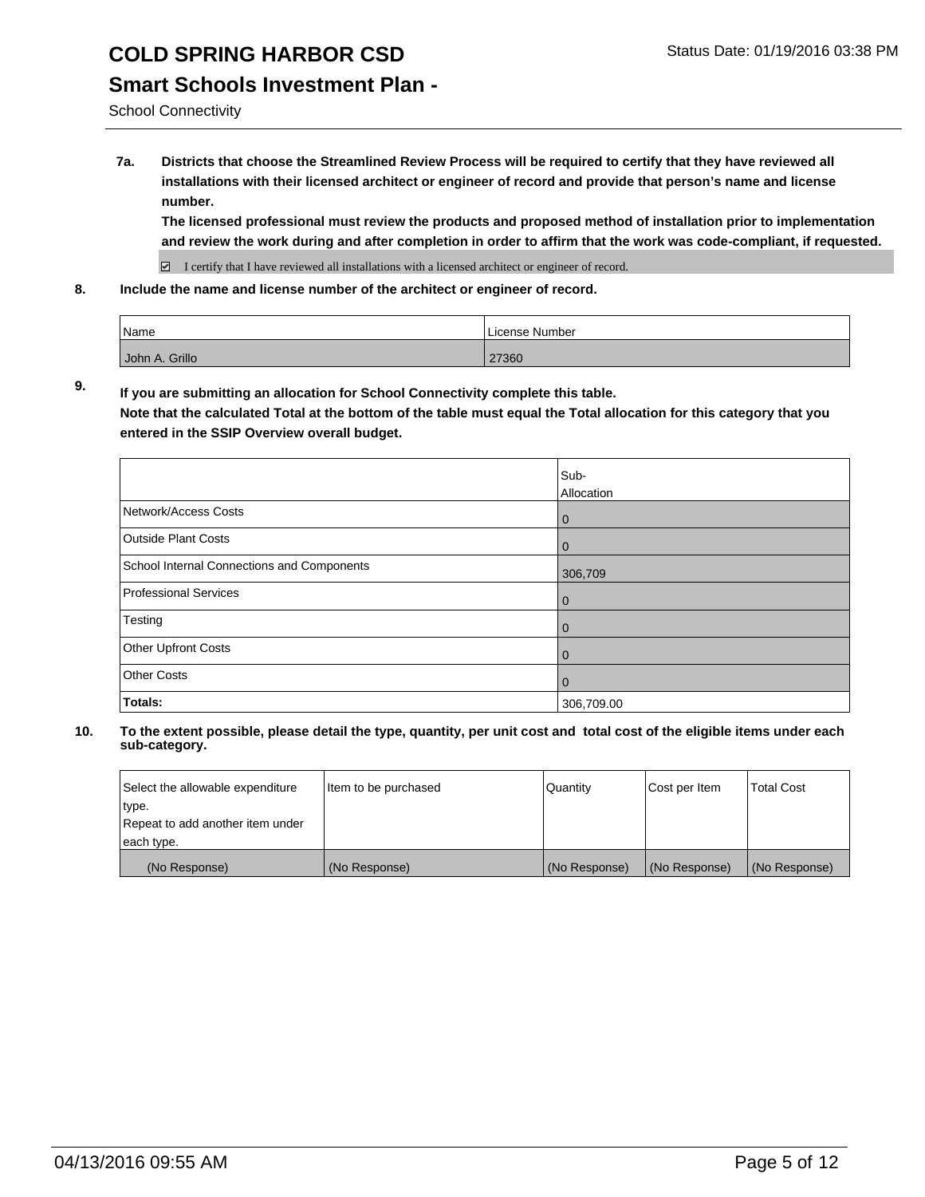# COLD SPRING HARBOR CSD

## Smart Schools Investment Plan -

School Connectivity

**7a. Districts that choose the Streamlined Review Process will be required to certify that they have reviewed all installations with their licensed architect or engineer of record and provide that person's name and license number.**
**The licensed professional must review the products and proposed method of installation prior to implementation and review the work during and after completion in order to affirm that the work was code-compliant, if requested.**

☑ I certify that I have reviewed all installations with a licensed architect or engineer of record.

**8. Include the name and license number of the architect or engineer of record.**

| Name | License Number |
|---|---|
| John A. Grillo | 27360 |

**9. If you are submitting an allocation for School Connectivity complete this table.**
**Note that the calculated Total at the bottom of the table must equal the Total allocation for this category that you entered in the SSIP Overview overall budget.**

| | Sub-Allocation |
|---|---|
| Network/Access Costs | 0 |
| Outside Plant Costs | 0 |
| School Internal Connections and Components | 306,709 |
| Professional Services | 0 |
| Testing | 0 |
| Other Upfront Costs | 0 |
| Other Costs | 0 |
| **Totals:** | 306,709.00 |

**10. To the extent possible, please detail the type, quantity, per unit cost and total cost of the eligible items under each sub-category.**

| Select the allowable expenditure type. Repeat to add another item under each type. | Item to be purchased | Quantity | Cost per Item | Total Cost |
|---|---|---|---|---|
| (No Response) | (No Response) | (No Response) | (No Response) | (No Response) |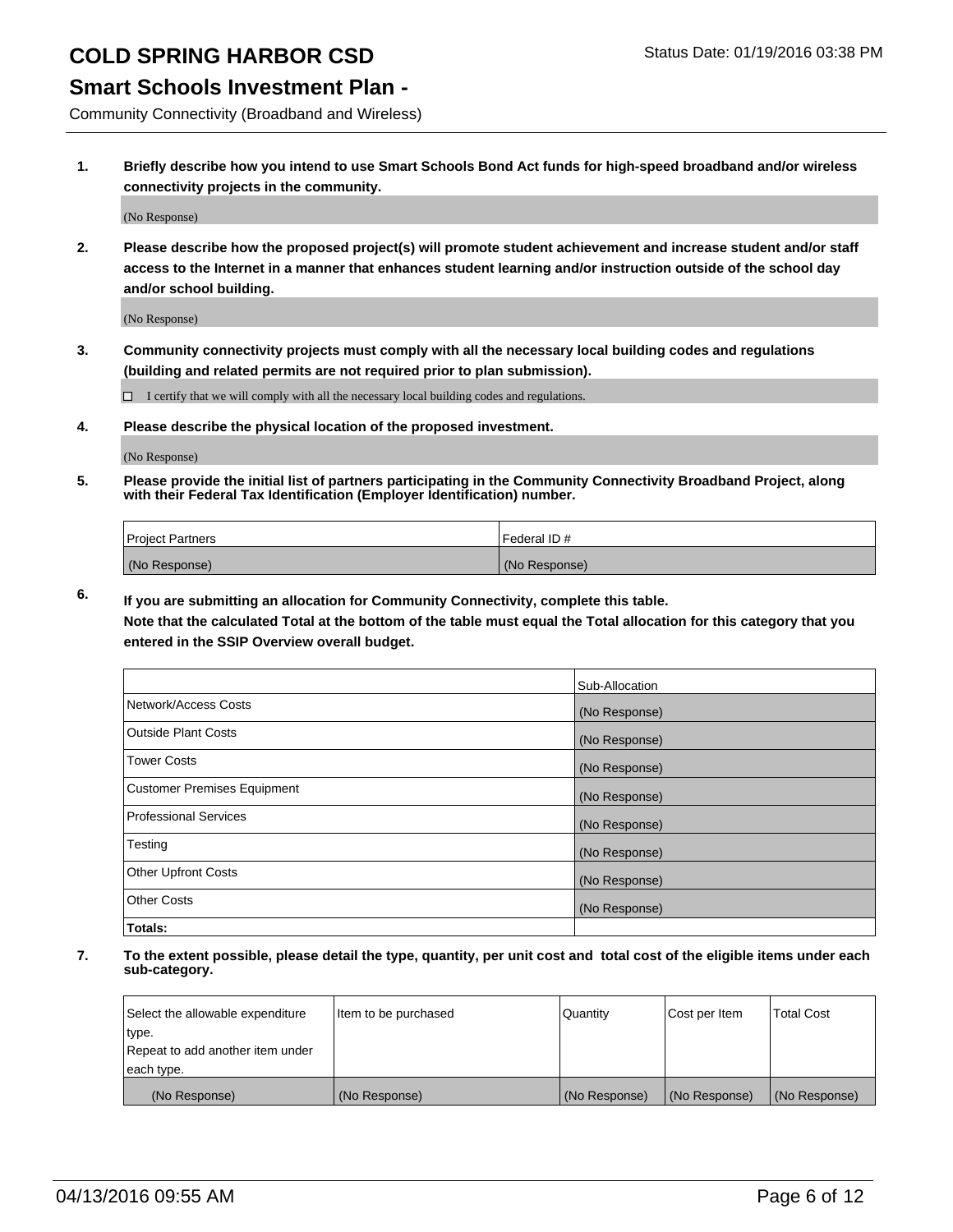# COLD SPRING HARBOR CSD

Status Date: 01/19/2016 03:38 PM

## Smart Schools Investment Plan -

Community Connectivity (Broadband and Wireless)

**1. Briefly describe how you intend to use Smart Schools Bond Act funds for high-speed broadband and/or wireless connectivity projects in the community.**

(No Response)

**2. Please describe how the proposed project(s) will promote student achievement and increase student and/or staff access to the Internet in a manner that enhances student learning and/or instruction outside of the school day and/or school building.**

(No Response)

**3. Community connectivity projects must comply with all the necessary local building codes and regulations (building and related permits are not required prior to plan submission).**

☐ I certify that we will comply with all the necessary local building codes and regulations.

**4. Please describe the physical location of the proposed investment.**

(No Response)

**5. Please provide the initial list of partners participating in the Community Connectivity Broadband Project, along with their Federal Tax Identification (Employer Identification) number.**

| Project Partners | Federal ID # |
|---|---|
| (No Response) | (No Response) |

**6. If you are submitting an allocation for Community Connectivity, complete this table.**
**Note that the calculated Total at the bottom of the table must equal the Total allocation for this category that you entered in the SSIP Overview overall budget.**

| | Sub-Allocation |
|---|---|
| Network/Access Costs | (No Response) |
| Outside Plant Costs | (No Response) |
| Tower Costs | (No Response) |
| Customer Premises Equipment | (No Response) |
| Professional Services | (No Response) |
| Testing | (No Response) |
| Other Upfront Costs | (No Response) |
| Other Costs | (No Response) |
| **Totals:** | |

**7. To the extent possible, please detail the type, quantity, per unit cost and total cost of the eligible items under each sub-category.**

| Select the allowable expenditure type. Repeat to add another item under each type. | Item to be purchased | Quantity | Cost per Item | Total Cost |
|---|---|---|---|---|
| (No Response) | (No Response) | (No Response) | (No Response) | (No Response) |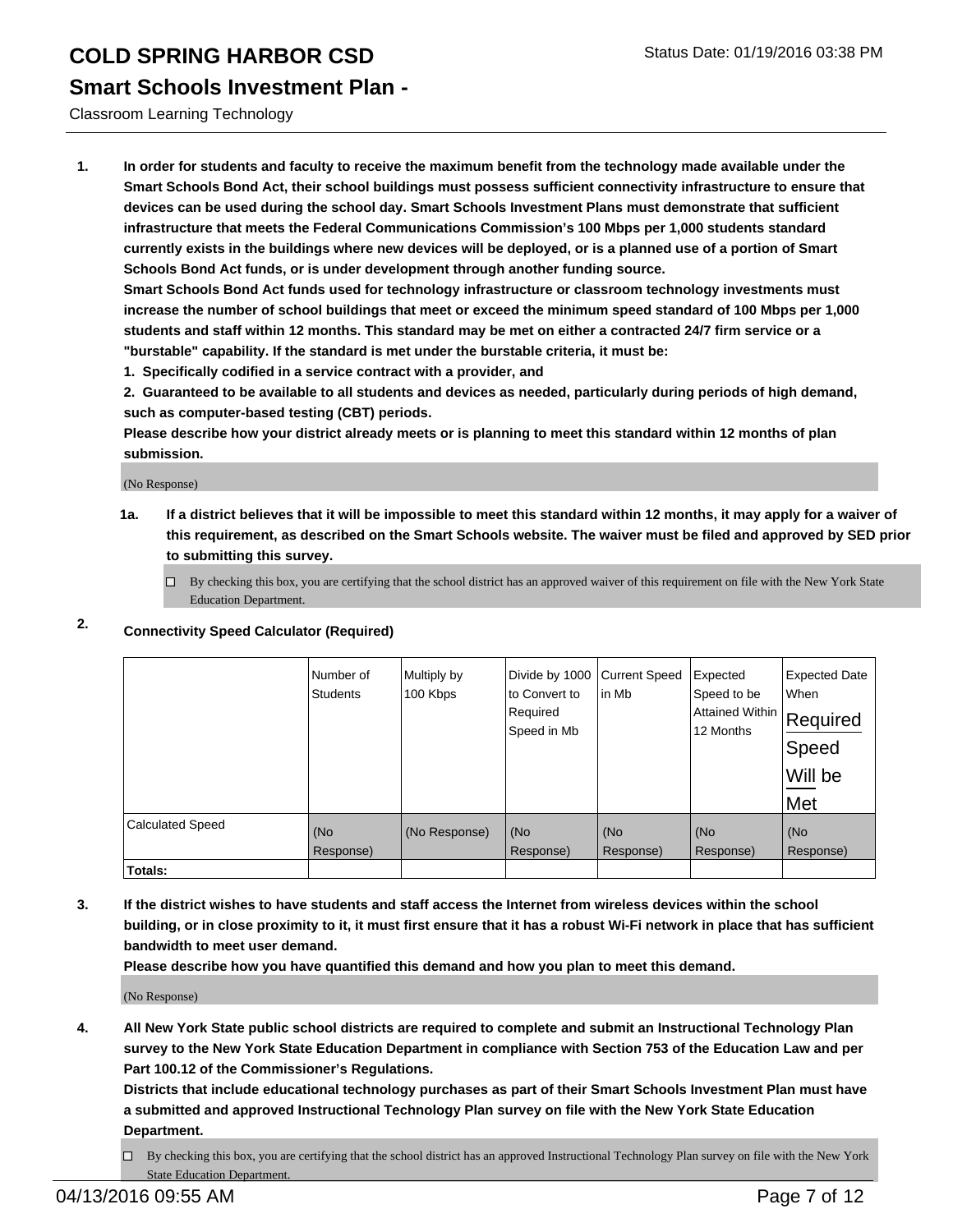# COLD SPRING HARBOR CSD

Status Date: 01/19/2016 03:38 PM

## Smart Schools Investment Plan -

Classroom Learning Technology

**1. In order for students and faculty to receive the maximum benefit from the technology made available under the Smart Schools Bond Act, their school buildings must possess sufficient connectivity infrastructure to ensure that devices can be used during the school day. Smart Schools Investment Plans must demonstrate that sufficient infrastructure that meets the Federal Communications Commission's 100 Mbps per 1,000 students standard currently exists in the buildings where new devices will be deployed, or is a planned use of a portion of Smart Schools Bond Act funds, or is under development through another funding source.**

**Smart Schools Bond Act funds used for technology infrastructure or classroom technology investments must increase the number of school buildings that meet or exceed the minimum speed standard of 100 Mbps per 1,000 students and staff within 12 months. This standard may be met on either a contracted 24/7 firm service or a "burstable" capability. If the standard is met under the burstable criteria, it must be:**

**1. Specifically codified in a service contract with a provider, and**

**2. Guaranteed to be available to all students and devices as needed, particularly during periods of high demand, such as computer-based testing (CBT) periods.**

**Please describe how your district already meets or is planning to meet this standard within 12 months of plan submission.**

(No Response)

**1a. If a district believes that it will be impossible to meet this standard within 12 months, it may apply for a waiver of this requirement, as described on the Smart Schools website. The waiver must be filed and approved by SED prior to submitting this survey.**

☐ By checking this box, you are certifying that the school district has an approved waiver of this requirement on file with the New York State Education Department.

**2. Connectivity Speed Calculator (Required)**

| | Number of Students | Multiply by 100 Kbps | Divide by 1000 to Convert to Required Speed in Mb | Current Speed in Mb | Expected Speed to be Attained Within 12 Months | Expected Date When Required Speed Will be Met |
|---|---|---|---|---|---|---|
| Calculated Speed | (No Response) | (No Response) | (No Response) | (No Response) | (No Response) | (No Response) |
| **Totals:** | | | | | | |

**3. If the district wishes to have students and staff access the Internet from wireless devices within the school building, or in close proximity to it, it must first ensure that it has a robust Wi-Fi network in place that has sufficient bandwidth to meet user demand.**

**Please describe how you have quantified this demand and how you plan to meet this demand.**

(No Response)

**4. All New York State public school districts are required to complete and submit an Instructional Technology Plan survey to the New York State Education Department in compliance with Section 753 of the Education Law and per Part 100.12 of the Commissioner's Regulations.**

**Districts that include educational technology purchases as part of their Smart Schools Investment Plan must have a submitted and approved Instructional Technology Plan survey on file with the New York State Education Department.**

☐ By checking this box, you are certifying that the school district has an approved Instructional Technology Plan survey on file with the New York State Education Department.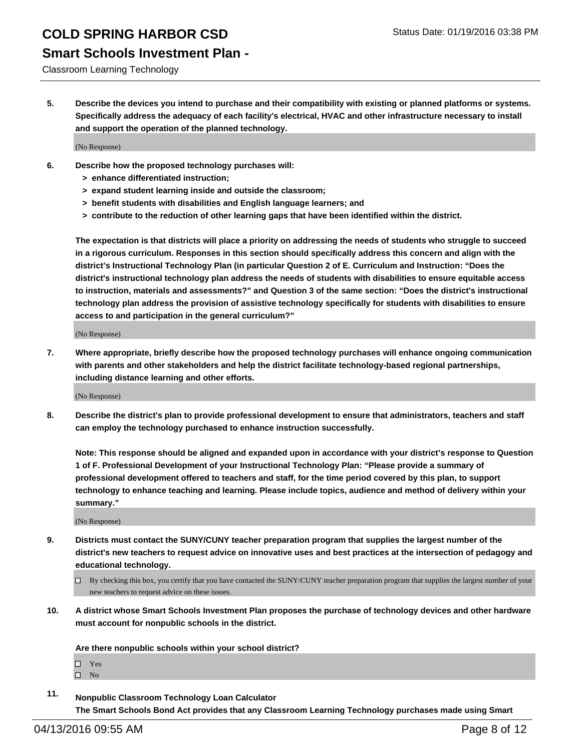5. **Describe the devices you intend to purchase and their compatibility with existing or planned platforms or systems. Specifically address the adequacy of each facility's electrical, HVAC and other infrastructure necessary to install and support the operation of the planned technology.**

(No Response)

6. **Describe how the proposed technology purchases will:**
   - **> enhance differentiated instruction;**
   - **> expand student learning inside and outside the classroom;**
   - **> benefit students with disabilities and English language learners; and**
   - **> contribute to the reduction of other learning gaps that have been identified within the district.**

   **The expectation is that districts will place a priority on addressing the needs of students who struggle to succeed in a rigorous curriculum. Responses in this section should specifically address this concern and align with the district's Instructional Technology Plan (in particular Question 2 of E. Curriculum and Instruction: "Does the district's instructional technology plan address the needs of students with disabilities to ensure equitable access to instruction, materials and assessments?" and Question 3 of the same section: "Does the district's instructional technology plan address the provision of assistive technology specifically for students with disabilities to ensure access to and participation in the general curriculum?"**

(No Response)

7. **Where appropriate, briefly describe how the proposed technology purchases will enhance ongoing communication with parents and other stakeholders and help the district facilitate technology-based regional partnerships, including distance learning and other efforts.**

(No Response)

8. **Describe the district's plan to provide professional development to ensure that administrators, teachers and staff can employ the technology purchased to enhance instruction successfully.**

   **Note: This response should be aligned and expanded upon in accordance with your district's response to Question 1 of F. Professional Development of your Instructional Technology Plan: "Please provide a summary of professional development offered to teachers and staff, for the time period covered by this plan, to support technology to enhance teaching and learning. Please include topics, audience and method of delivery within your summary."**

(No Response)

9. **Districts must contact the SUNY/CUNY teacher preparation program that supplies the largest number of the district's new teachers to request advice on innovative uses and best practices at the intersection of pedagogy and educational technology.**

☐ By checking this box, you certify that you have contacted the SUNY/CUNY teacher preparation program that supplies the largest number of your new teachers to request advice on these issues.

10. **A district whose Smart Schools Investment Plan proposes the purchase of technology devices and other hardware must account for nonpublic schools in the district.**

   **Are there nonpublic schools within your school district?**

☐ Yes
☐ No

11. **Nonpublic Classroom Technology Loan Calculator**
   **The Smart Schools Bond Act provides that any Classroom Learning Technology purchases made using Smart**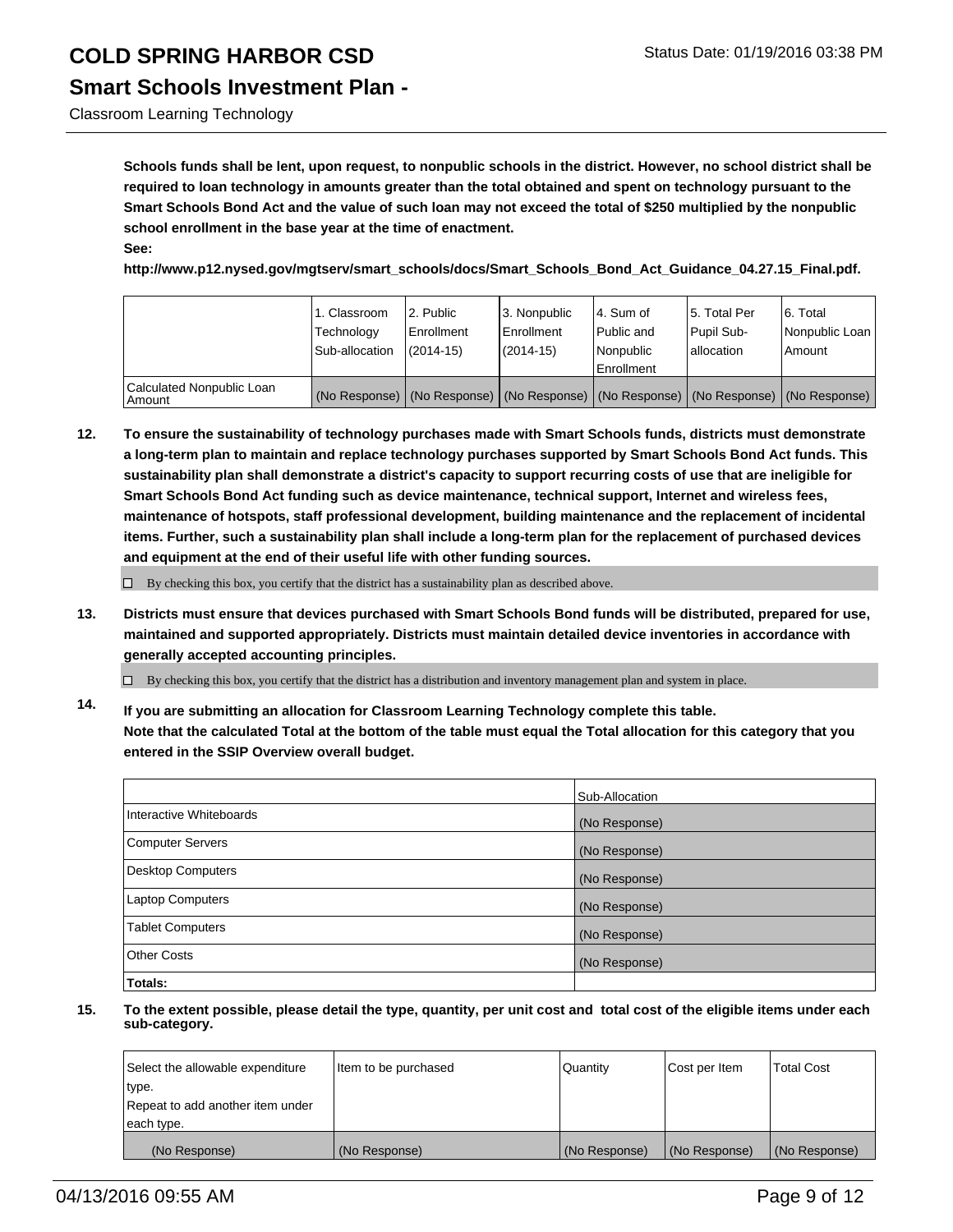**Schools funds shall be lent, upon request, to nonpublic schools in the district. However, no school district shall be required to loan technology in amounts greater than the total obtained and spent on technology pursuant to the Smart Schools Bond Act and the value of such loan may not exceed the total of $250 multiplied by the nonpublic school enrollment in the base year at the time of enactment.**
**See:**
**http://www.p12.nysed.gov/mgtserv/smart_schools/docs/Smart_Schools_Bond_Act_Guidance_04.27.15_Final.pdf.**

| | 1. Classroom Technology Sub-allocation | 2. Public Enrollment (2014-15) | 3. Nonpublic Enrollment (2014-15) | 4. Sum of Public and Nonpublic Enrollment | 5. Total Per Pupil Sub-allocation | 6. Total Nonpublic Loan Amount |
|---|---|---|---|---|---|---|
| Calculated Nonpublic Loan Amount | (No Response) | (No Response) | (No Response) | (No Response) | (No Response) | (No Response) |

**12. To ensure the sustainability of technology purchases made with Smart Schools funds, districts must demonstrate a long-term plan to maintain and replace technology purchases supported by Smart Schools Bond Act funds. This sustainability plan shall demonstrate a district's capacity to support recurring costs of use that are ineligible for Smart Schools Bond Act funding such as device maintenance, technical support, Internet and wireless fees, maintenance of hotspots, staff professional development, building maintenance and the replacement of incidental items. Further, such a sustainability plan shall include a long-term plan for the replacement of purchased devices and equipment at the end of their useful life with other funding sources.**

☐ By checking this box, you certify that the district has a sustainability plan as described above.

**13. Districts must ensure that devices purchased with Smart Schools Bond funds will be distributed, prepared for use, maintained and supported appropriately. Districts must maintain detailed device inventories in accordance with generally accepted accounting principles.**

☐ By checking this box, you certify that the district has a distribution and inventory management plan and system in place.

**14. If you are submitting an allocation for Classroom Learning Technology complete this table. Note that the calculated Total at the bottom of the table must equal the Total allocation for this category that you entered in the SSIP Overview overall budget.**

| | Sub-Allocation |
|---|---|
| Interactive Whiteboards | (No Response) |
| Computer Servers | (No Response) |
| Desktop Computers | (No Response) |
| Laptop Computers | (No Response) |
| Tablet Computers | (No Response) |
| Other Costs | (No Response) |
| **Totals:** | |

**15. To the extent possible, please detail the type, quantity, per unit cost and total cost of the eligible items under each sub-category.**

| Select the allowable expenditure type. Repeat to add another item under each type. | Item to be purchased | Quantity | Cost per Item | Total Cost |
|---|---|---|---|---|
| (No Response) | (No Response) | (No Response) | (No Response) | (No Response) |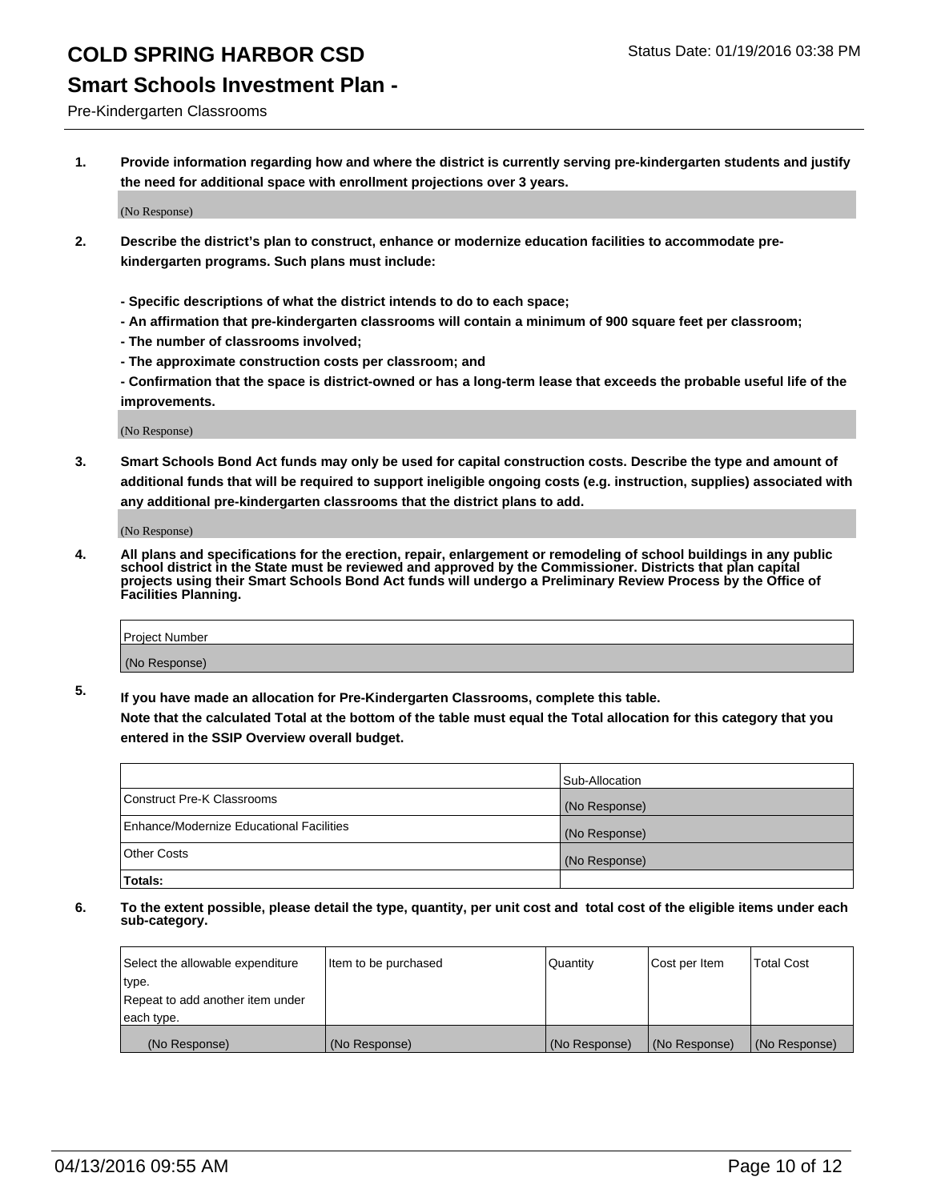# COLD SPRING HARBOR CSD

Status Date: 01/19/2016 03:38 PM

## Smart Schools Investment Plan -

Pre-Kindergarten Classrooms

1. **Provide information regarding how and where the district is currently serving pre-kindergarten students and justify the need for additional space with enrollment projections over 3 years.**

(No Response)

2. **Describe the district's plan to construct, enhance or modernize education facilities to accommodate pre-kindergarten programs. Such plans must include:**

**- Specific descriptions of what the district intends to do to each space;**
**- An affirmation that pre-kindergarten classrooms will contain a minimum of 900 square feet per classroom;**
**- The number of classrooms involved;**
**- The approximate construction costs per classroom; and**
**- Confirmation that the space is district-owned or has a long-term lease that exceeds the probable useful life of the improvements.**

(No Response)

3. **Smart Schools Bond Act funds may only be used for capital construction costs. Describe the type and amount of additional funds that will be required to support ineligible ongoing costs (e.g. instruction, supplies) associated with any additional pre-kindergarten classrooms that the district plans to add.**

(No Response)

4. **All plans and specifications for the erection, repair, enlargement or remodeling of school buildings in any public school district in the State must be reviewed and approved by the Commissioner. Districts that plan capital projects using their Smart Schools Bond Act funds will undergo a Preliminary Review Process by the Office of Facilities Planning.**

| Project Number |
|---|
| (No Response) |

5. **If you have made an allocation for Pre-Kindergarten Classrooms, complete this table.**
**Note that the calculated Total at the bottom of the table must equal the Total allocation for this category that you entered in the SSIP Overview overall budget.**

| | Sub-Allocation |
|---|---|
| Construct Pre-K Classrooms | (No Response) |
| Enhance/Modernize Educational Facilities | (No Response) |
| Other Costs | (No Response) |
| **Totals:** | |

6. **To the extent possible, please detail the type, quantity, per unit cost and total cost of the eligible items under each sub-category.**

| Select the allowable expenditure type. Repeat to add another item under each type. | Item to be purchased | Quantity | Cost per Item | Total Cost |
|---|---|---|---|---|
| (No Response) | (No Response) | (No Response) | (No Response) | (No Response) |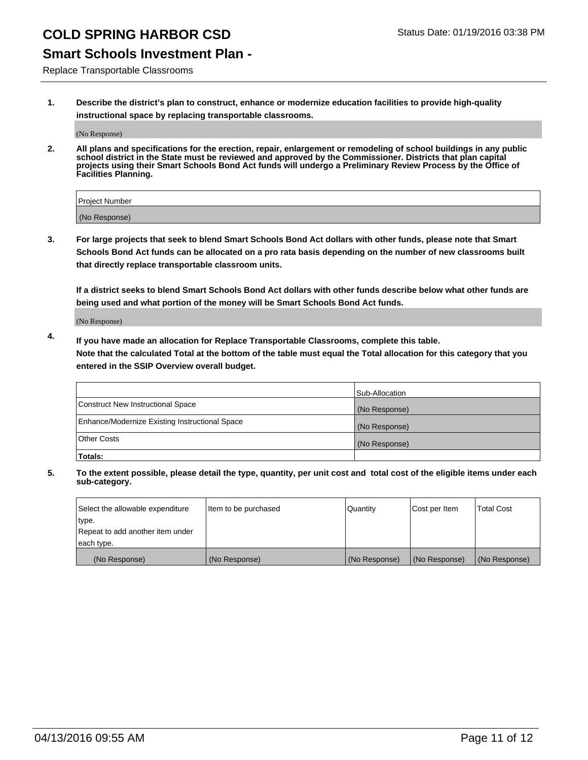# COLD SPRING HARBOR CSD

Status Date: 01/19/2016 03:38 PM

## Smart Schools Investment Plan -

Replace Transportable Classrooms

**1. Describe the district's plan to construct, enhance or modernize education facilities to provide high-quality instructional space by replacing transportable classrooms.**

(No Response)

**2. All plans and specifications for the erection, repair, enlargement or remodeling of school buildings in any public school district in the State must be reviewed and approved by the Commissioner. Districts that plan capital projects using their Smart Schools Bond Act funds will undergo a Preliminary Review Process by the Office of Facilities Planning.**

| Project Number |
|---|
| (No Response) |

**3. For large projects that seek to blend Smart Schools Bond Act dollars with other funds, please note that Smart Schools Bond Act funds can be allocated on a pro rata basis depending on the number of new classrooms built that directly replace transportable classroom units.**

**If a district seeks to blend Smart Schools Bond Act dollars with other funds describe below what other funds are being used and what portion of the money will be Smart Schools Bond Act funds.**

(No Response)

**4. If you have made an allocation for Replace Transportable Classrooms, complete this table. Note that the calculated Total at the bottom of the table must equal the Total allocation for this category that you entered in the SSIP Overview overall budget.**

| | Sub-Allocation |
|---|---|
| Construct New Instructional Space | (No Response) |
| Enhance/Modernize Existing Instructional Space | (No Response) |
| Other Costs | (No Response) |
| **Totals:** | |

**5. To the extent possible, please detail the type, quantity, per unit cost and total cost of the eligible items under each sub-category.**

| Select the allowable expenditure type. Repeat to add another item under each type. | Item to be purchased | Quantity | Cost per Item | Total Cost |
|---|---|---|---|---|
| (No Response) | (No Response) | (No Response) | (No Response) | (No Response) |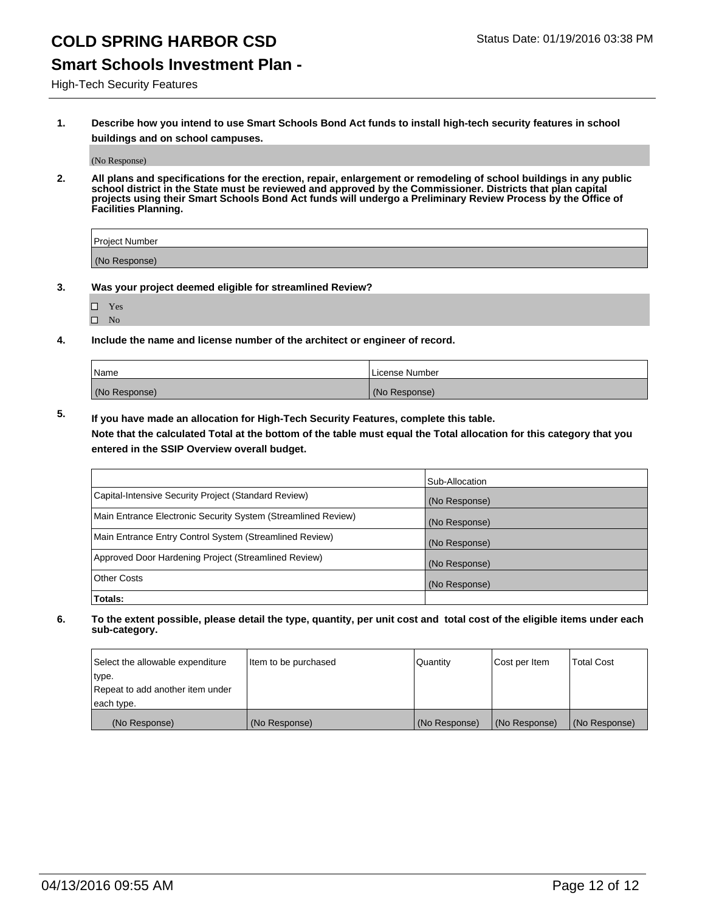# COLD SPRING HARBOR CSD

Status Date: 01/19/2016 03:38 PM

## Smart Schools Investment Plan -

High-Tech Security Features

**1. Describe how you intend to use Smart Schools Bond Act funds to install high-tech security features in school buildings and on school campuses.**

(No Response)

**2. All plans and specifications for the erection, repair, enlargement or remodeling of school buildings in any public school district in the State must be reviewed and approved by the Commissioner. Districts that plan capital projects using their Smart Schools Bond Act funds will undergo a Preliminary Review Process by the Office of Facilities Planning.**

| Project Number |
|---|
| (No Response) |

**3. Was your project deemed eligible for streamlined Review?**

- ☐ Yes
- ☐ No

**4. Include the name and license number of the architect or engineer of record.**

| Name | License Number |
|---|---|
| (No Response) | (No Response) |

**5. If you have made an allocation for High-Tech Security Features, complete this table.**
**Note that the calculated Total at the bottom of the table must equal the Total allocation for this category that you entered in the SSIP Overview overall budget.**

| | Sub-Allocation |
|---|---|
| Capital-Intensive Security Project (Standard Review) | (No Response) |
| Main Entrance Electronic Security System (Streamlined Review) | (No Response) |
| Main Entrance Entry Control System (Streamlined Review) | (No Response) |
| Approved Door Hardening Project (Streamlined Review) | (No Response) |
| Other Costs | (No Response) |
| **Totals:** | |

**6. To the extent possible, please detail the type, quantity, per unit cost and total cost of the eligible items under each sub-category.**

| Select the allowable expenditure type. Repeat to add another item under each type. | Item to be purchased | Quantity | Cost per Item | Total Cost |
|---|---|---|---|---|
| (No Response) | (No Response) | (No Response) | (No Response) | (No Response) |